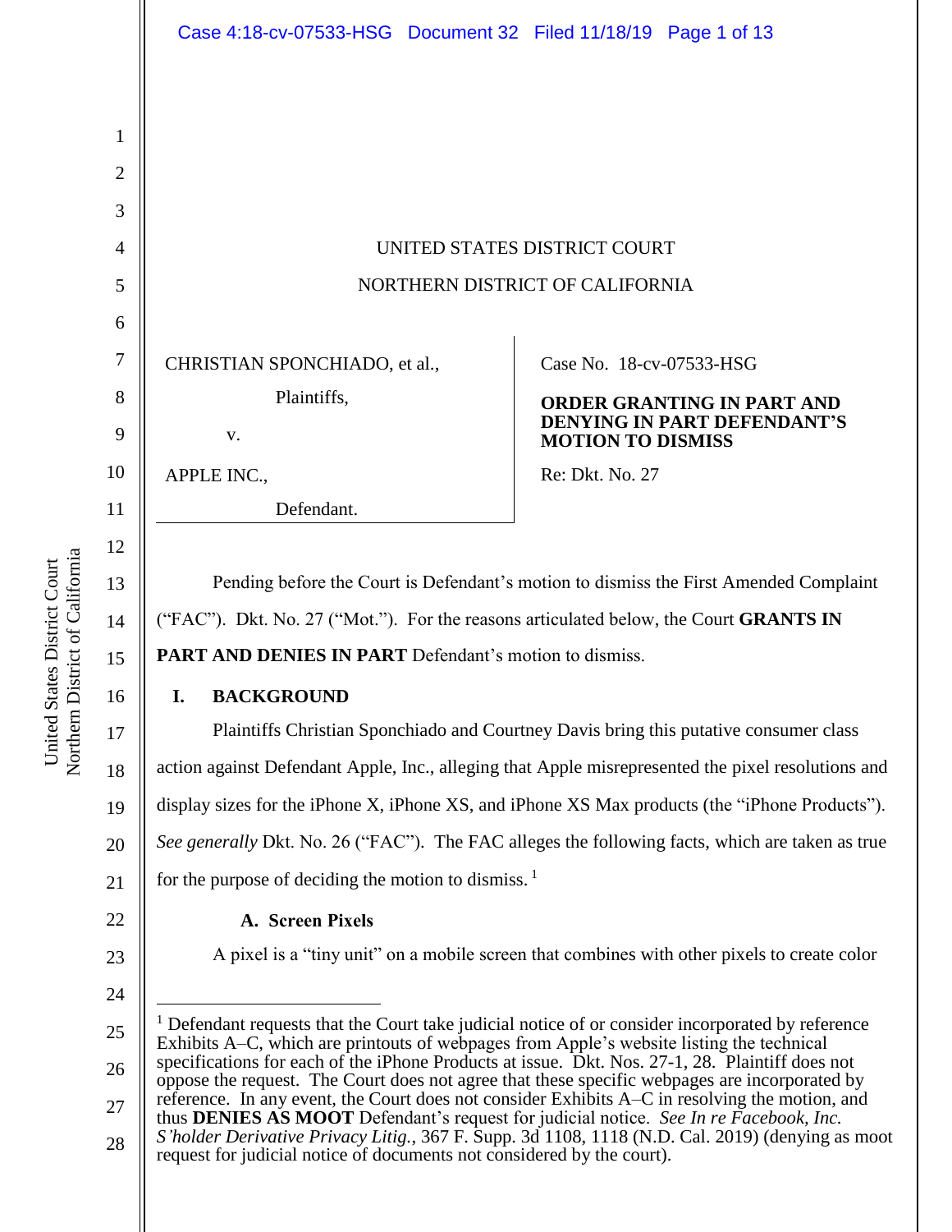UNITED STATES DISTRICT COURT

NORTHERN DISTRICT OF CALIFORNIA

CHRISTIAN SPONCHIADO, et al.,

Plaintiffs,

v.

APPLE INC.,

Defendant.

Case No. 18-cv-07533-HSG

**ORDER GRANTING IN PART AND DENYING IN PART DEFENDANT'S MOTION TO DISMISS**

Re: Dkt. No. 27

Pending before the Court is Defendant's motion to dismiss the First Amended Complaint ("FAC"). Dkt. No. 27 ("Mot."). For the reasons articulated below, the Court **GRANTS IN PART AND DENIES IN PART** Defendant's motion to dismiss.

## I. BACKGROUND

Plaintiffs Christian Sponchiado and Courtney Davis bring this putative consumer class action against Defendant Apple, Inc., alleging that Apple misrepresented the pixel resolutions and display sizes for the iPhone X, iPhone XS, and iPhone XS Max products (the "iPhone Products"). *See generally* Dkt. No. 26 ("FAC"). The FAC alleges the following facts, which are taken as true for the purpose of deciding the motion to dismiss.[1]

### A. Screen Pixels

A pixel is a "tiny unit" on a mobile screen that combines with other pixels to create color

[1] Defendant requests that the Court take judicial notice of or consider incorporated by reference Exhibits A–C, which are printouts of webpages from Apple's website listing the technical specifications for each of the iPhone Products at issue. Dkt. Nos. 27-1, 28. Plaintiff does not oppose the request. The Court does not agree that these specific webpages are incorporated by reference. In any event, the Court does not consider Exhibits A–C in resolving the motion, and thus **DENIES AS MOOT** Defendant's request for judicial notice. *See In re Facebook, Inc. S'holder Derivative Privacy Litig.*, 367 F. Supp. 3d 1108, 1118 (N.D. Cal. 2019) (denying as moot request for judicial notice of documents not considered by the court).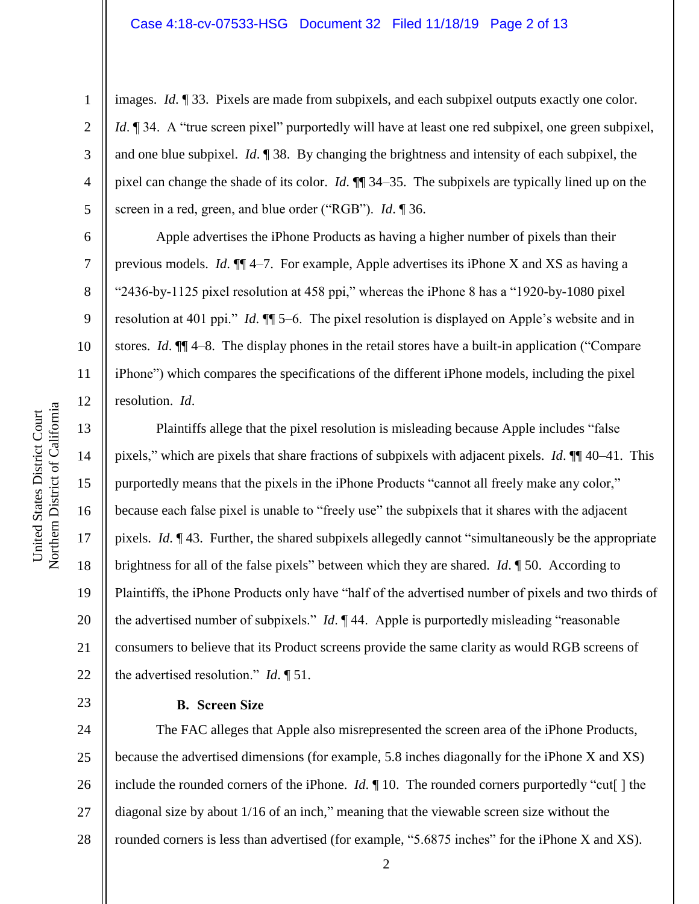images. *Id.* ¶ 33. Pixels are made from subpixels, and each subpixel outputs exactly one color. *Id.* ¶ 34. A "true screen pixel" purportedly will have at least one red subpixel, one green subpixel, and one blue subpixel. *Id.* ¶ 38. By changing the brightness and intensity of each subpixel, the pixel can change the shade of its color. *Id.* ¶¶ 34–35. The subpixels are typically lined up on the screen in a red, green, and blue order ("RGB"). *Id.* ¶ 36.

Apple advertises the iPhone Products as having a higher number of pixels than their previous models. *Id.* ¶¶ 4–7. For example, Apple advertises its iPhone X and XS as having a "2436-by-1125 pixel resolution at 458 ppi," whereas the iPhone 8 has a "1920-by-1080 pixel resolution at 401 ppi." *Id.* ¶¶ 5–6. The pixel resolution is displayed on Apple's website and in stores. *Id.* ¶¶ 4–8. The display phones in the retail stores have a built-in application ("Compare iPhone") which compares the specifications of the different iPhone models, including the pixel resolution. *Id.*

Plaintiffs allege that the pixel resolution is misleading because Apple includes "false pixels," which are pixels that share fractions of subpixels with adjacent pixels. *Id.* ¶¶ 40–41. This purportedly means that the pixels in the iPhone Products "cannot all freely make any color," because each false pixel is unable to "freely use" the subpixels that it shares with the adjacent pixels. *Id.* ¶ 43. Further, the shared subpixels allegedly cannot "simultaneously be the appropriate brightness for all of the false pixels" between which they are shared. *Id.* ¶ 50. According to Plaintiffs, the iPhone Products only have "half of the advertised number of pixels and two thirds of the advertised number of subpixels." *Id.* ¶ 44. Apple is purportedly misleading "reasonable consumers to believe that its Product screens provide the same clarity as would RGB screens of the advertised resolution." *Id.* ¶ 51.

**B. Screen Size**

The FAC alleges that Apple also misrepresented the screen area of the iPhone Products, because the advertised dimensions (for example, 5.8 inches diagonally for the iPhone X and XS) include the rounded corners of the iPhone. *Id.* ¶ 10. The rounded corners purportedly "cut[ ] the diagonal size by about 1/16 of an inch," meaning that the viewable screen size without the rounded corners is less than advertised (for example, "5.6875 inches" for the iPhone X and XS).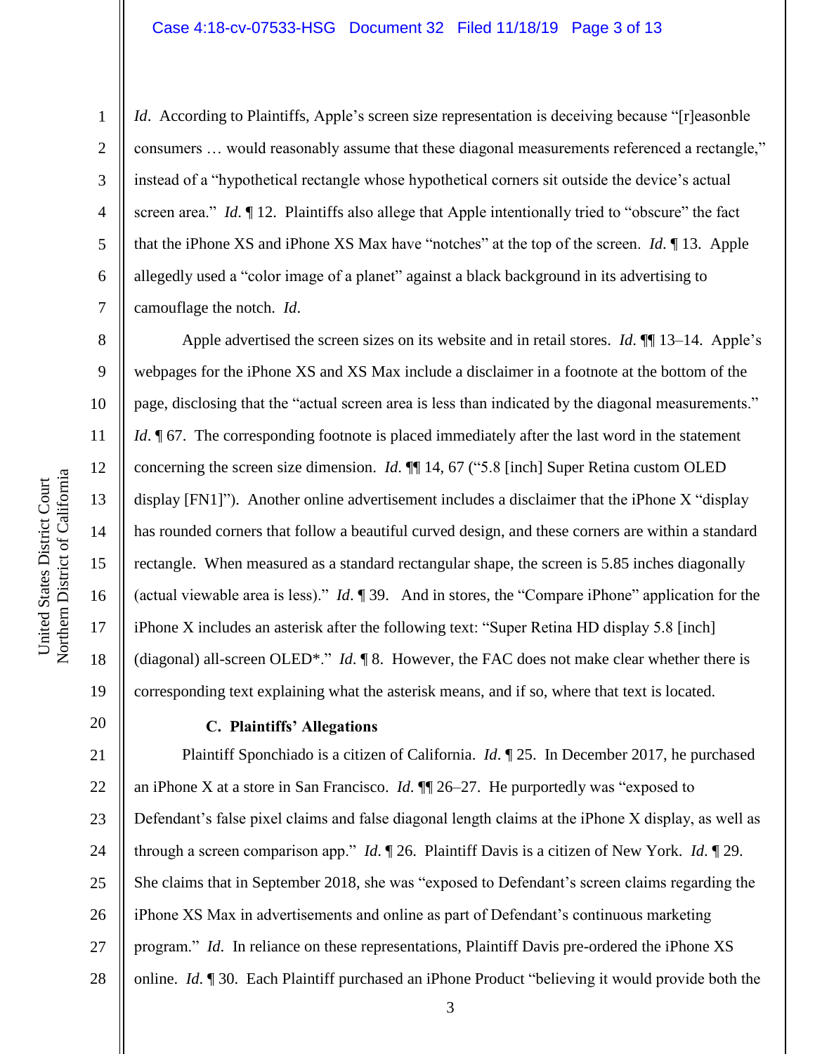*Id*. According to Plaintiffs, Apple's screen size representation is deceiving because "[r]easonble consumers … would reasonably assume that these diagonal measurements referenced a rectangle," instead of a "hypothetical rectangle whose hypothetical corners sit outside the device's actual screen area." *Id.* ¶ 12. Plaintiffs also allege that Apple intentionally tried to "obscure" the fact that the iPhone XS and iPhone XS Max have "notches" at the top of the screen. *Id.* ¶ 13. Apple allegedly used a "color image of a planet" against a black background in its advertising to camouflage the notch. *Id*.

Apple advertised the screen sizes on its website and in retail stores. *Id.* ¶¶ 13–14. Apple's webpages for the iPhone XS and XS Max include a disclaimer in a footnote at the bottom of the page, disclosing that the "actual screen area is less than indicated by the diagonal measurements." *Id*. ¶ 67. The corresponding footnote is placed immediately after the last word in the statement concerning the screen size dimension. *Id*. ¶¶ 14, 67 ("5.8 [inch] Super Retina custom OLED display [FN1]"). Another online advertisement includes a disclaimer that the iPhone X "display has rounded corners that follow a beautiful curved design, and these corners are within a standard rectangle. When measured as a standard rectangular shape, the screen is 5.85 inches diagonally (actual viewable area is less)." *Id*. ¶ 39. And in stores, the "Compare iPhone" application for the iPhone X includes an asterisk after the following text: "Super Retina HD display 5.8 [inch] (diagonal) all-screen OLED*." *Id.* ¶ 8. However, the FAC does not make clear whether there is corresponding text explaining what the asterisk means, and if so, where that text is located.

### C. Plaintiffs' Allegations

Plaintiff Sponchiado is a citizen of California. *Id*. ¶ 25. In December 2017, he purchased an iPhone X at a store in San Francisco. *Id*. ¶¶ 26–27. He purportedly was "exposed to Defendant's false pixel claims and false diagonal length claims at the iPhone X display, as well as through a screen comparison app." *Id.* ¶ 26. Plaintiff Davis is a citizen of New York. *Id*. ¶ 29. She claims that in September 2018, she was "exposed to Defendant's screen claims regarding the iPhone XS Max in advertisements and online as part of Defendant's continuous marketing program." *Id*. In reliance on these representations, Plaintiff Davis pre-ordered the iPhone XS online. *Id*. ¶ 30. Each Plaintiff purchased an iPhone Product "believing it would provide both the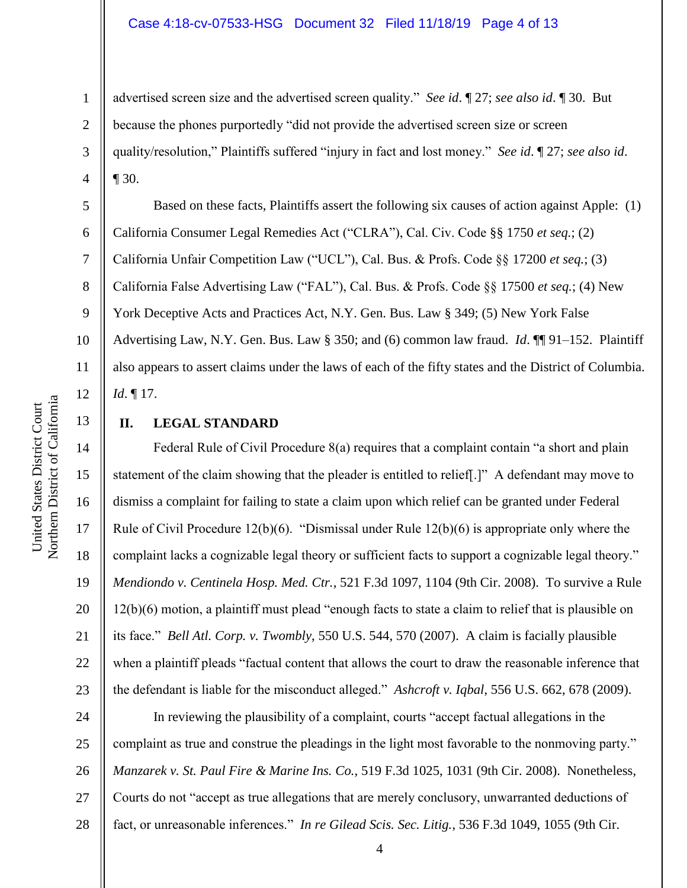advertised screen size and the advertised screen quality." *See id.* ¶ 27; *see also id.* ¶ 30. But because the phones purportedly "did not provide the advertised screen size or screen quality/resolution," Plaintiffs suffered "injury in fact and lost money." *See id.* ¶ 27; *see also id.* ¶ 30.

Based on these facts, Plaintiffs assert the following six causes of action against Apple: (1) California Consumer Legal Remedies Act ("CLRA"), Cal. Civ. Code §§ 1750 *et seq.*; (2) California Unfair Competition Law ("UCL"), Cal. Bus. & Profs. Code §§ 17200 *et seq.*; (3) California False Advertising Law ("FAL"), Cal. Bus. & Profs. Code §§ 17500 *et seq.*; (4) New York Deceptive Acts and Practices Act, N.Y. Gen. Bus. Law § 349; (5) New York False Advertising Law, N.Y. Gen. Bus. Law § 350; and (6) common law fraud. *Id.* ¶¶ 91–152. Plaintiff also appears to assert claims under the laws of each of the fifty states and the District of Columbia. *Id.* ¶ 17.

## II. LEGAL STANDARD

Federal Rule of Civil Procedure 8(a) requires that a complaint contain "a short and plain statement of the claim showing that the pleader is entitled to relief[.]" A defendant may move to dismiss a complaint for failing to state a claim upon which relief can be granted under Federal Rule of Civil Procedure 12(b)(6). "Dismissal under Rule 12(b)(6) is appropriate only where the complaint lacks a cognizable legal theory or sufficient facts to support a cognizable legal theory." *Mendiondo v. Centinela Hosp. Med. Ctr.*, 521 F.3d 1097, 1104 (9th Cir. 2008). To survive a Rule 12(b)(6) motion, a plaintiff must plead "enough facts to state a claim to relief that is plausible on its face." *Bell Atl. Corp. v. Twombly*, 550 U.S. 544, 570 (2007). A claim is facially plausible when a plaintiff pleads "factual content that allows the court to draw the reasonable inference that the defendant is liable for the misconduct alleged." *Ashcroft v. Iqbal*, 556 U.S. 662, 678 (2009).

In reviewing the plausibility of a complaint, courts "accept factual allegations in the complaint as true and construe the pleadings in the light most favorable to the nonmoving party." *Manzarek v. St. Paul Fire & Marine Ins. Co.*, 519 F.3d 1025, 1031 (9th Cir. 2008). Nonetheless, Courts do not "accept as true allegations that are merely conclusory, unwarranted deductions of fact, or unreasonable inferences." *In re Gilead Scis. Sec. Litig.*, 536 F.3d 1049, 1055 (9th Cir.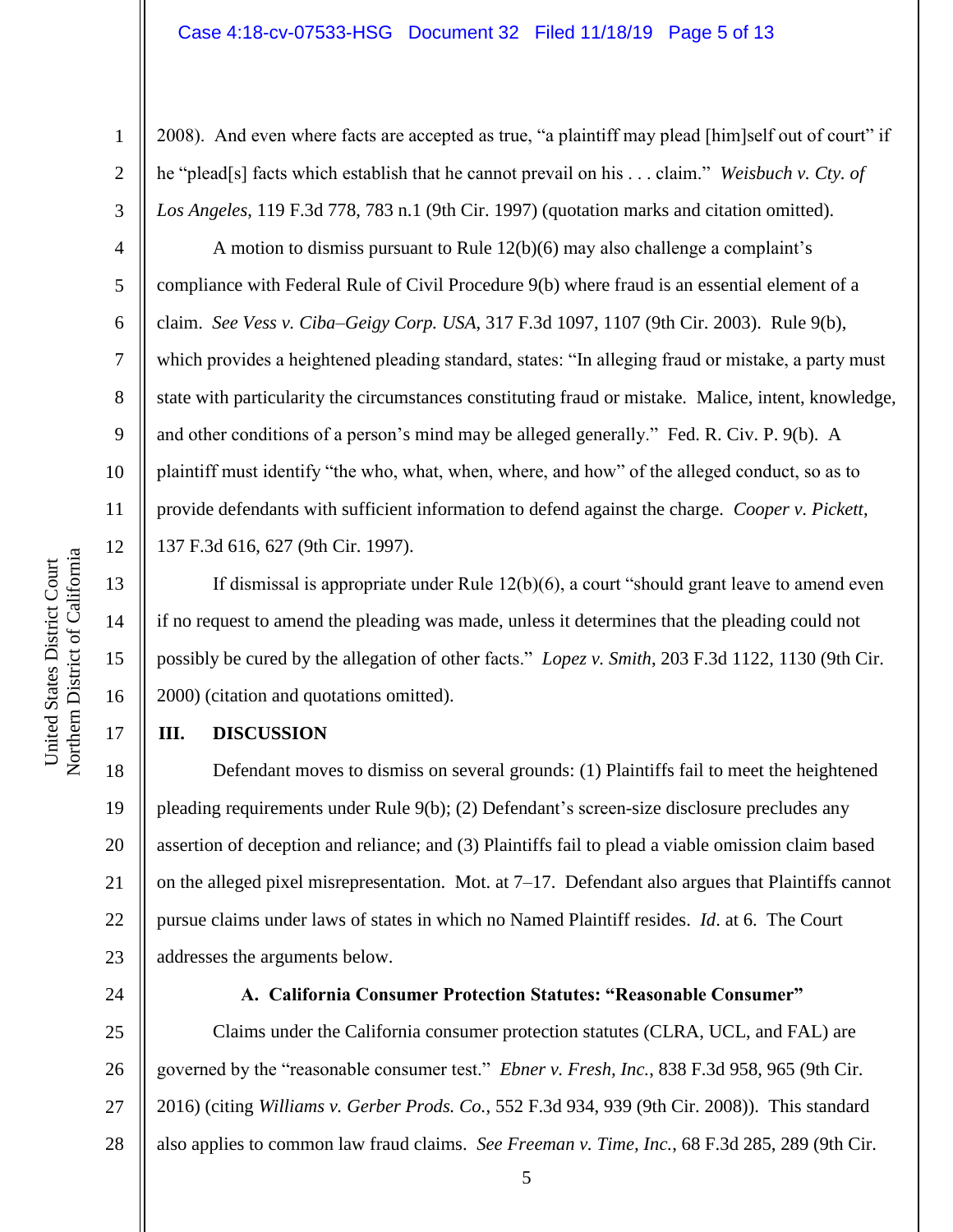2008). And even where facts are accepted as true, "a plaintiff may plead [him]self out of court" if he "plead[s] facts which establish that he cannot prevail on his . . . claim." *Weisbuch v. Cty. of Los Angeles*, 119 F.3d 778, 783 n.1 (9th Cir. 1997) (quotation marks and citation omitted).

A motion to dismiss pursuant to Rule 12(b)(6) may also challenge a complaint's compliance with Federal Rule of Civil Procedure 9(b) where fraud is an essential element of a claim. *See Vess v. Ciba–Geigy Corp. USA*, 317 F.3d 1097, 1107 (9th Cir. 2003). Rule 9(b), which provides a heightened pleading standard, states: "In alleging fraud or mistake, a party must state with particularity the circumstances constituting fraud or mistake. Malice, intent, knowledge, and other conditions of a person's mind may be alleged generally." Fed. R. Civ. P. 9(b). A plaintiff must identify "the who, what, when, where, and how" of the alleged conduct, so as to provide defendants with sufficient information to defend against the charge. *Cooper v. Pickett*, 137 F.3d 616, 627 (9th Cir. 1997).

If dismissal is appropriate under Rule 12(b)(6), a court "should grant leave to amend even if no request to amend the pleading was made, unless it determines that the pleading could not possibly be cured by the allegation of other facts." *Lopez v. Smith*, 203 F.3d 1122, 1130 (9th Cir. 2000) (citation and quotations omitted).

## III. DISCUSSION

Defendant moves to dismiss on several grounds: (1) Plaintiffs fail to meet the heightened pleading requirements under Rule 9(b); (2) Defendant's screen-size disclosure precludes any assertion of deception and reliance; and (3) Plaintiffs fail to plead a viable omission claim based on the alleged pixel misrepresentation. Mot. at 7–17. Defendant also argues that Plaintiffs cannot pursue claims under laws of states in which no Named Plaintiff resides. *Id*. at 6. The Court addresses the arguments below.

### A. California Consumer Protection Statutes: "Reasonable Consumer"

Claims under the California consumer protection statutes (CLRA, UCL, and FAL) are governed by the "reasonable consumer test." *Ebner v. Fresh, Inc.*, 838 F.3d 958, 965 (9th Cir. 2016) (citing *Williams v. Gerber Prods. Co.*, 552 F.3d 934, 939 (9th Cir. 2008)). This standard also applies to common law fraud claims. *See Freeman v. Time, Inc.*, 68 F.3d 285, 289 (9th Cir.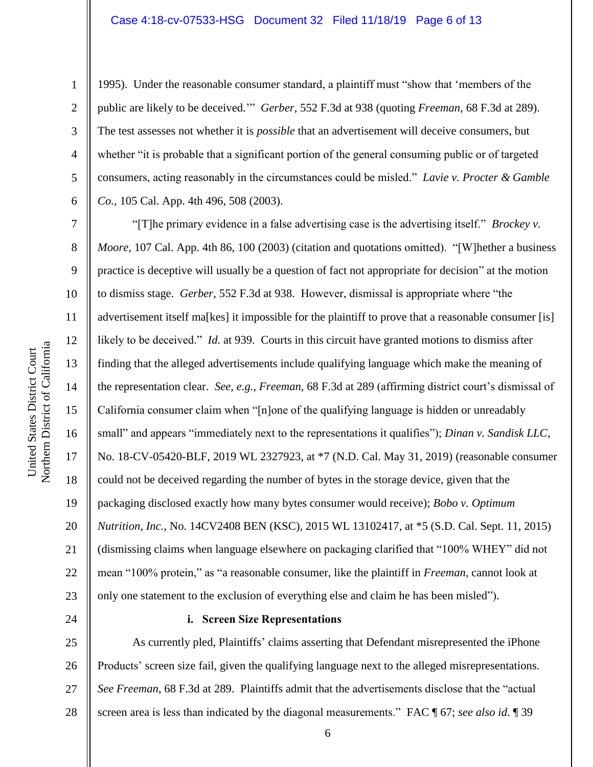1995). Under the reasonable consumer standard, a plaintiff must "show that 'members of the public are likely to be deceived.'" *Gerber*, 552 F.3d at 938 (quoting *Freeman*, 68 F.3d at 289). The test assesses not whether it is *possible* that an advertisement will deceive consumers, but whether "it is probable that a significant portion of the general consuming public or of targeted consumers, acting reasonably in the circumstances could be misled." *Lavie v. Procter & Gamble Co.*, 105 Cal. App. 4th 496, 508 (2003).

"[T]he primary evidence in a false advertising case is the advertising itself." *Brockey v. Moore*, 107 Cal. App. 4th 86, 100 (2003) (citation and quotations omitted). "[W]hether a business practice is deceptive will usually be a question of fact not appropriate for decision" at the motion to dismiss stage. *Gerber*, 552 F.3d at 938. However, dismissal is appropriate where "the advertisement itself ma[kes] it impossible for the plaintiff to prove that a reasonable consumer [is] likely to be deceived." *Id.* at 939. Courts in this circuit have granted motions to dismiss after finding that the alleged advertisements include qualifying language which make the meaning of the representation clear. *See, e.g.*, *Freeman*, 68 F.3d at 289 (affirming district court's dismissal of California consumer claim when "[n]one of the qualifying language is hidden or unreadably small" and appears "immediately next to the representations it qualifies"); *Dinan v. Sandisk LLC*, No. 18-CV-05420-BLF, 2019 WL 2327923, at \*7 (N.D. Cal. May 31, 2019) (reasonable consumer could not be deceived regarding the number of bytes in the storage device, given that the packaging disclosed exactly how many bytes consumer would receive); *Bobo v. Optimum Nutrition, Inc.*, No. 14CV2408 BEN (KSC), 2015 WL 13102417, at \*5 (S.D. Cal. Sept. 11, 2015) (dismissing claims when language elsewhere on packaging clarified that "100% WHEY" did not mean "100% protein," as "a reasonable consumer, like the plaintiff in *Freeman*, cannot look at only one statement to the exclusion of everything else and claim he has been misled").

**i. Screen Size Representations**

As currently pled, Plaintiffs' claims asserting that Defendant misrepresented the iPhone Products' screen size fail, given the qualifying language next to the alleged misrepresentations. *See Freeman*, 68 F.3d at 289. Plaintiffs admit that the advertisements disclose that the "actual screen area is less than indicated by the diagonal measurements." FAC ¶ 67; *see also id.* ¶ 39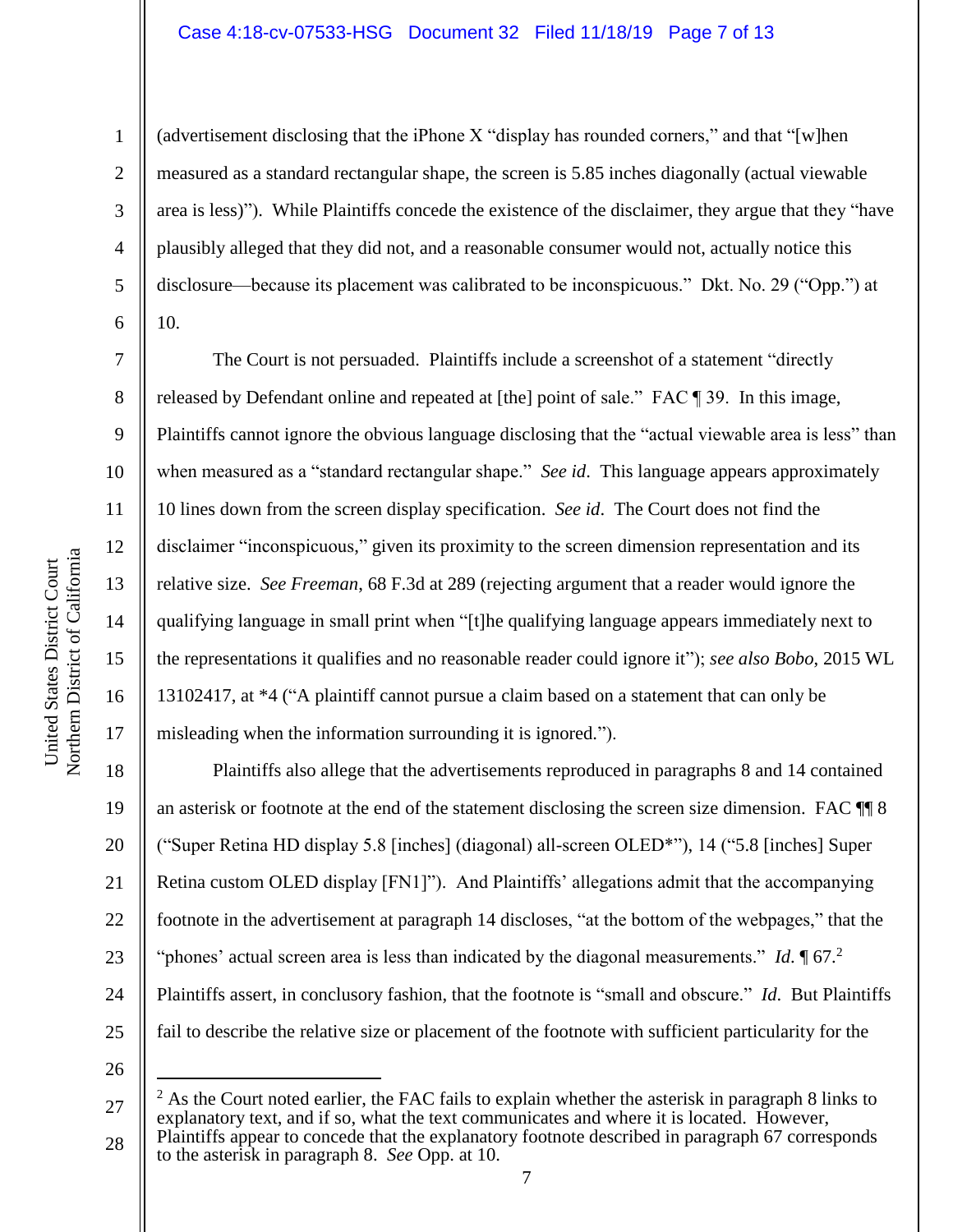(advertisement disclosing that the iPhone X "display has rounded corners," and that "[w]hen measured as a standard rectangular shape, the screen is 5.85 inches diagonally (actual viewable area is less)"). While Plaintiffs concede the existence of the disclaimer, they argue that they "have plausibly alleged that they did not, and a reasonable consumer would not, actually notice this disclosure—because its placement was calibrated to be inconspicuous." Dkt. No. 29 ("Opp.") at 10.

The Court is not persuaded. Plaintiffs include a screenshot of a statement "directly released by Defendant online and repeated at [the] point of sale." FAC ¶ 39. In this image, Plaintiffs cannot ignore the obvious language disclosing that the "actual viewable area is less" than when measured as a "standard rectangular shape." *See id*. This language appears approximately 10 lines down from the screen display specification. *See id*. The Court does not find the disclaimer "inconspicuous," given its proximity to the screen dimension representation and its relative size. *See Freeman*, 68 F.3d at 289 (rejecting argument that a reader would ignore the qualifying language in small print when "[t]he qualifying language appears immediately next to the representations it qualifies and no reasonable reader could ignore it"); *see also Bobo*, 2015 WL 13102417, at *4 ("A plaintiff cannot pursue a claim based on a statement that can only be misleading when the information surrounding it is ignored.").

Plaintiffs also allege that the advertisements reproduced in paragraphs 8 and 14 contained an asterisk or footnote at the end of the statement disclosing the screen size dimension. FAC ¶¶ 8 ("Super Retina HD display 5.8 [inches] (diagonal) all-screen OLED*"), 14 ("5.8 [inches] Super Retina custom OLED display [FN1]"). And Plaintiffs' allegations admit that the accompanying footnote in the advertisement at paragraph 14 discloses, "at the bottom of the webpages," that the "phones' actual screen area is less than indicated by the diagonal measurements." *Id*. ¶ 67.[2] Plaintiffs assert, in conclusory fashion, that the footnote is "small and obscure." *Id*. But Plaintiffs fail to describe the relative size or placement of the footnote with sufficient particularity for the

---

[2] As the Court noted earlier, the FAC fails to explain whether the asterisk in paragraph 8 links to explanatory text, and if so, what the text communicates and where it is located. However, Plaintiffs appear to concede that the explanatory footnote described in paragraph 67 corresponds to the asterisk in paragraph 8. *See* Opp. at 10.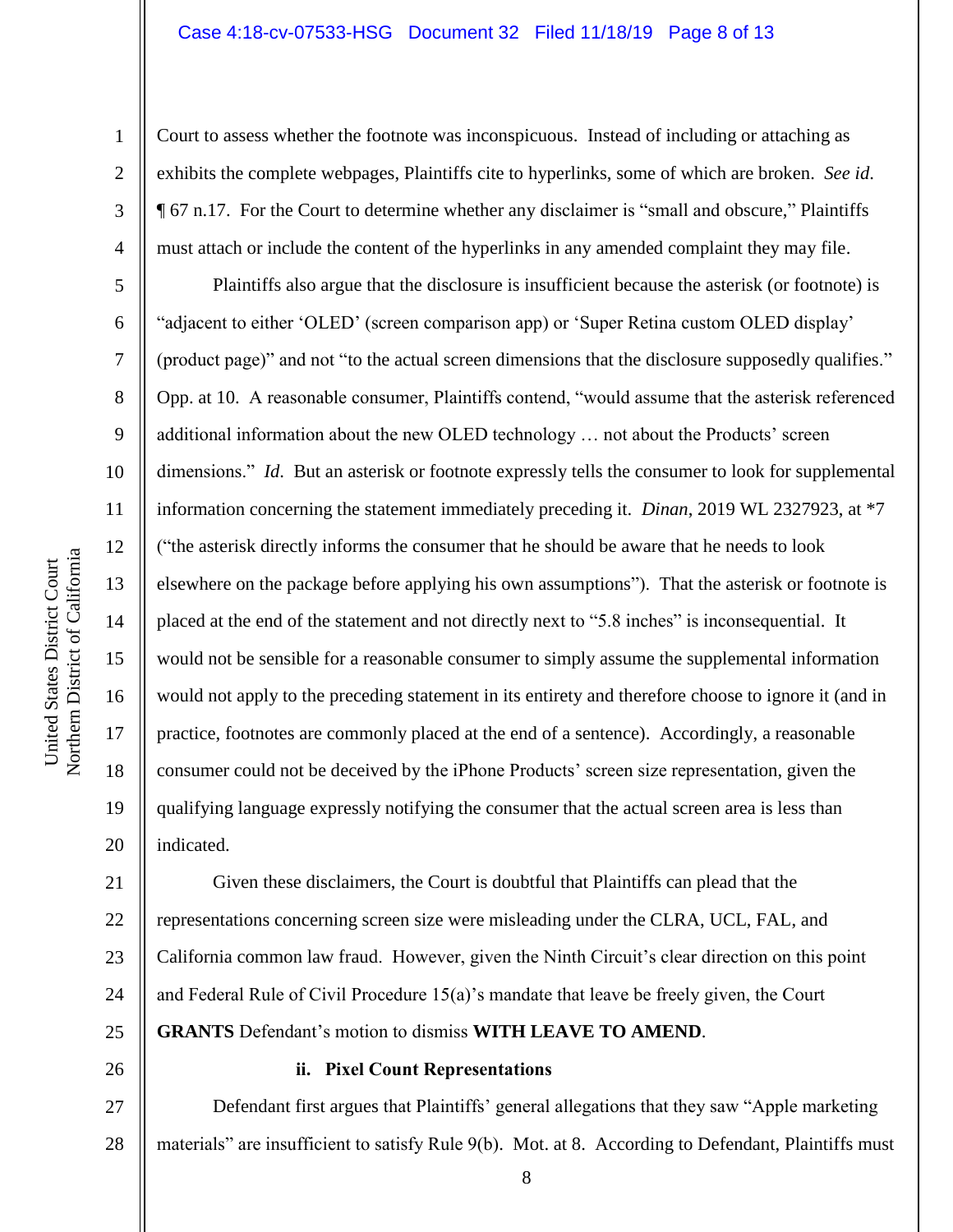Court to assess whether the footnote was inconspicuous. Instead of including or attaching as exhibits the complete webpages, Plaintiffs cite to hyperlinks, some of which are broken. *See id.* ¶ 67 n.17. For the Court to determine whether any disclaimer is "small and obscure," Plaintiffs must attach or include the content of the hyperlinks in any amended complaint they may file.

Plaintiffs also argue that the disclosure is insufficient because the asterisk (or footnote) is "adjacent to either 'OLED' (screen comparison app) or 'Super Retina custom OLED display' (product page)" and not "to the actual screen dimensions that the disclosure supposedly qualifies." Opp. at 10. A reasonable consumer, Plaintiffs contend, "would assume that the asterisk referenced additional information about the new OLED technology … not about the Products' screen dimensions." *Id.* But an asterisk or footnote expressly tells the consumer to look for supplemental information concerning the statement immediately preceding it. *Dinan*, 2019 WL 2327923, at *7 ("the asterisk directly informs the consumer that he should be aware that he needs to look elsewhere on the package before applying his own assumptions"). That the asterisk or footnote is placed at the end of the statement and not directly next to "5.8 inches" is inconsequential. It would not be sensible for a reasonable consumer to simply assume the supplemental information would not apply to the preceding statement in its entirety and therefore choose to ignore it (and in practice, footnotes are commonly placed at the end of a sentence). Accordingly, a reasonable consumer could not be deceived by the iPhone Products' screen size representation, given the qualifying language expressly notifying the consumer that the actual screen area is less than indicated.

Given these disclaimers, the Court is doubtful that Plaintiffs can plead that the representations concerning screen size were misleading under the CLRA, UCL, FAL, and California common law fraud. However, given the Ninth Circuit's clear direction on this point and Federal Rule of Civil Procedure 15(a)'s mandate that leave be freely given, the Court **GRANTS** Defendant's motion to dismiss **WITH LEAVE TO AMEND**.

**ii. Pixel Count Representations**

Defendant first argues that Plaintiffs' general allegations that they saw "Apple marketing materials" are insufficient to satisfy Rule 9(b). Mot. at 8. According to Defendant, Plaintiffs must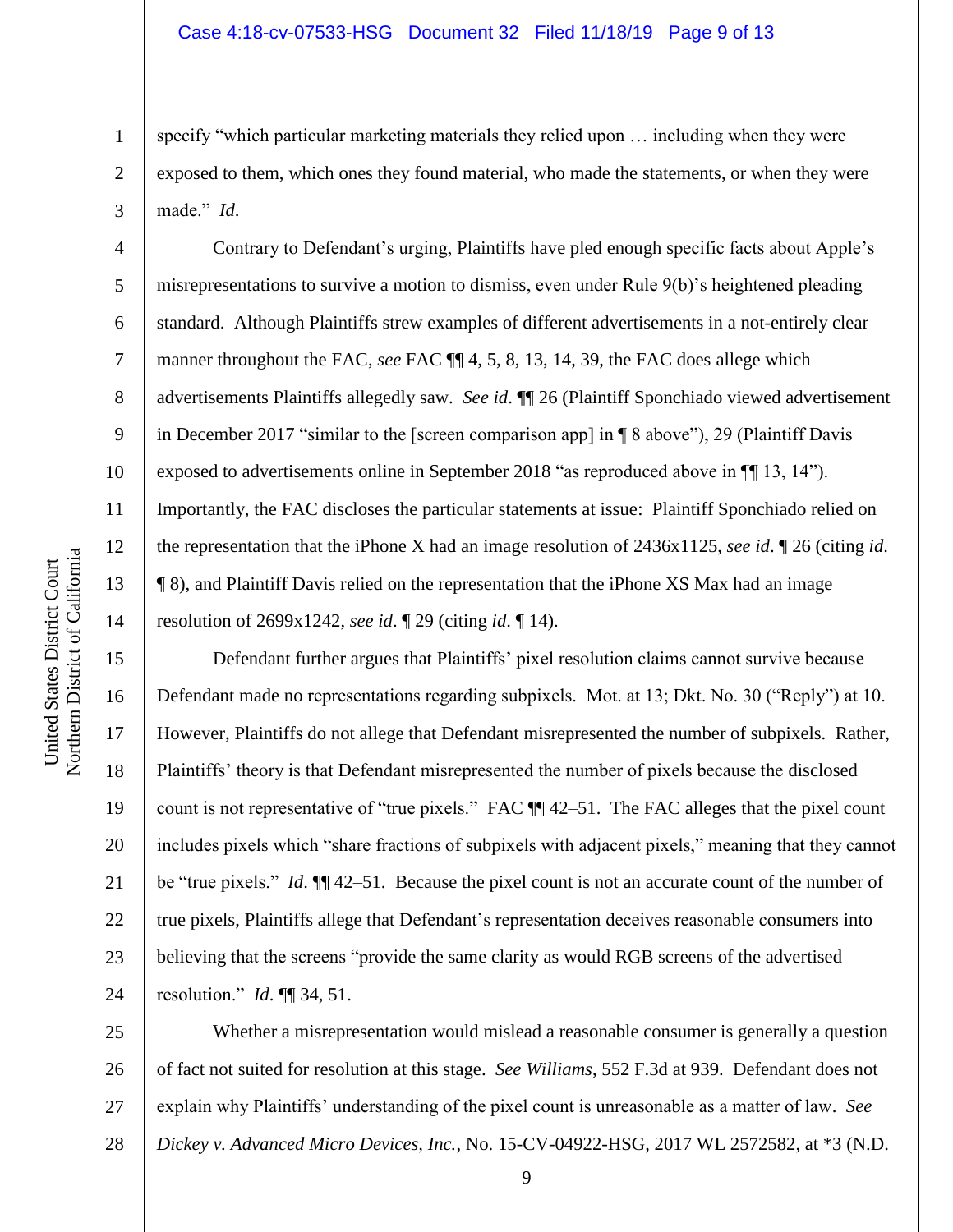specify "which particular marketing materials they relied upon … including when they were exposed to them, which ones they found material, who made the statements, or when they were made." *Id.*

Contrary to Defendant's urging, Plaintiffs have pled enough specific facts about Apple's misrepresentations to survive a motion to dismiss, even under Rule 9(b)'s heightened pleading standard. Although Plaintiffs strew examples of different advertisements in a not-entirely clear manner throughout the FAC, *see* FAC ¶¶ 4, 5, 8, 13, 14, 39, the FAC does allege which advertisements Plaintiffs allegedly saw. *See id.* ¶¶ 26 (Plaintiff Sponchiado viewed advertisement in December 2017 "similar to the [screen comparison app] in ¶ 8 above"), 29 (Plaintiff Davis exposed to advertisements online in September 2018 "as reproduced above in ¶¶ 13, 14"). Importantly, the FAC discloses the particular statements at issue: Plaintiff Sponchiado relied on the representation that the iPhone X had an image resolution of 2436x1125, *see id.* ¶ 26 (citing *id.* ¶ 8), and Plaintiff Davis relied on the representation that the iPhone XS Max had an image resolution of 2699x1242, *see id.* ¶ 29 (citing *id.* ¶ 14).

Defendant further argues that Plaintiffs' pixel resolution claims cannot survive because Defendant made no representations regarding subpixels. Mot. at 13; Dkt. No. 30 ("Reply") at 10. However, Plaintiffs do not allege that Defendant misrepresented the number of subpixels. Rather, Plaintiffs' theory is that Defendant misrepresented the number of pixels because the disclosed count is not representative of "true pixels." FAC ¶¶ 42–51. The FAC alleges that the pixel count includes pixels which "share fractions of subpixels with adjacent pixels," meaning that they cannot be "true pixels." *Id.* ¶¶ 42–51. Because the pixel count is not an accurate count of the number of true pixels, Plaintiffs allege that Defendant's representation deceives reasonable consumers into believing that the screens "provide the same clarity as would RGB screens of the advertised resolution." *Id.* ¶¶ 34, 51.

Whether a misrepresentation would mislead a reasonable consumer is generally a question of fact not suited for resolution at this stage. *See Williams*, 552 F.3d at 939. Defendant does not explain why Plaintiffs' understanding of the pixel count is unreasonable as a matter of law. *See Dickey v. Advanced Micro Devices, Inc.*, No. 15-CV-04922-HSG, 2017 WL 2572582, at *3 (N.D.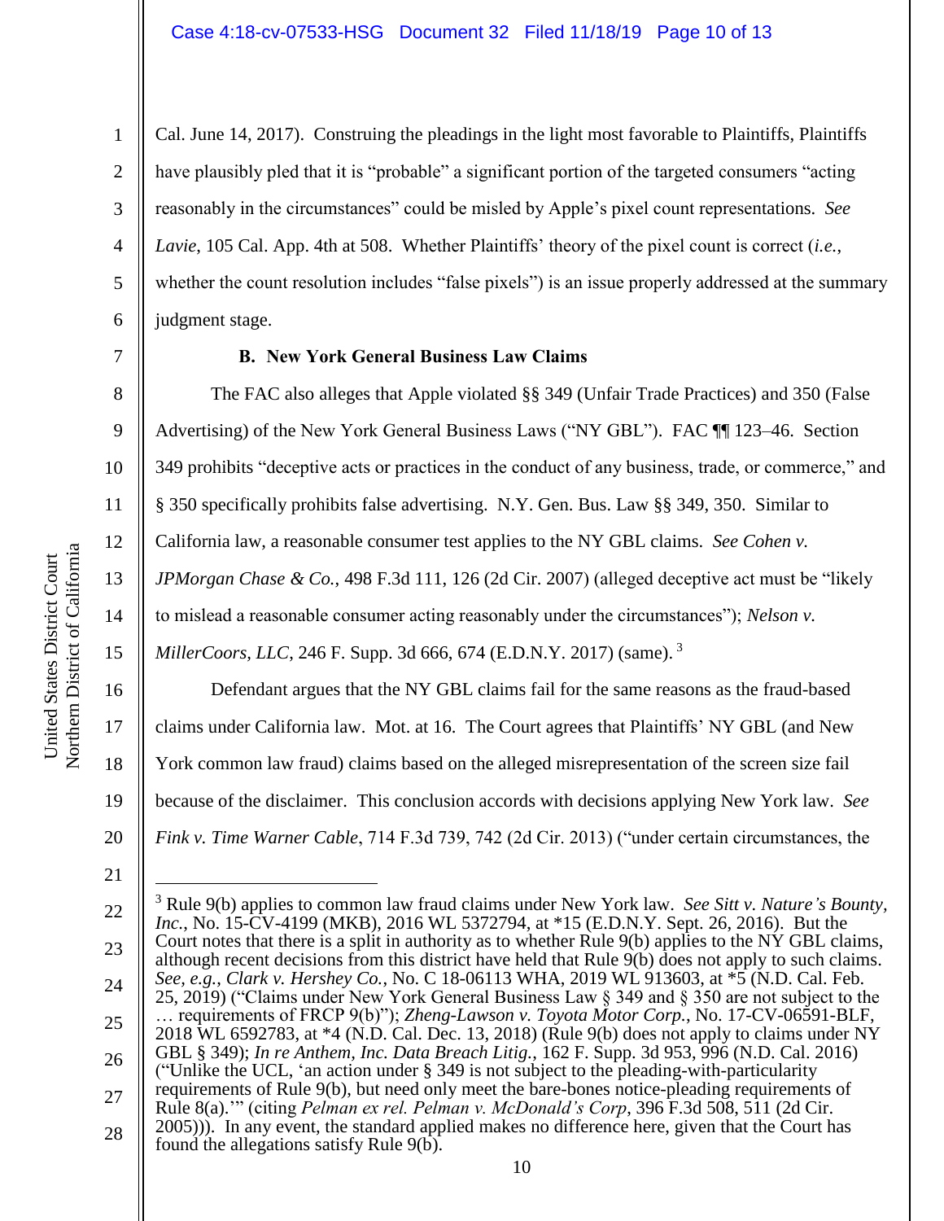Cal. June 14, 2017). Construing the pleadings in the light most favorable to Plaintiffs, Plaintiffs have plausibly pled that it is "probable" a significant portion of the targeted consumers "acting reasonably in the circumstances" could be misled by Apple's pixel count representations. *See Lavie*, 105 Cal. App. 4th at 508. Whether Plaintiffs' theory of the pixel count is correct (*i.e.*, whether the count resolution includes "false pixels") is an issue properly addressed at the summary judgment stage.

### B. New York General Business Law Claims

The FAC also alleges that Apple violated §§ 349 (Unfair Trade Practices) and 350 (False Advertising) of the New York General Business Laws ("NY GBL"). FAC ¶¶ 123–46. Section 349 prohibits "deceptive acts or practices in the conduct of any business, trade, or commerce," and § 350 specifically prohibits false advertising. N.Y. Gen. Bus. Law §§ 349, 350. Similar to California law, a reasonable consumer test applies to the NY GBL claims. *See Cohen v. JPMorgan Chase & Co.*, 498 F.3d 111, 126 (2d Cir. 2007) (alleged deceptive act must be "likely to mislead a reasonable consumer acting reasonably under the circumstances"); *Nelson v. MillerCoors, LLC*, 246 F. Supp. 3d 666, 674 (E.D.N.Y. 2017) (same).[3]

Defendant argues that the NY GBL claims fail for the same reasons as the fraud-based claims under California law. Mot. at 16. The Court agrees that Plaintiffs' NY GBL (and New York common law fraud) claims based on the alleged misrepresentation of the screen size fail because of the disclaimer. This conclusion accords with decisions applying New York law. *See Fink v. Time Warner Cable*, 714 F.3d 739, 742 (2d Cir. 2013) ("under certain circumstances, the

---

[3] Rule 9(b) applies to common law fraud claims under New York law. *See Sitt v. Nature's Bounty, Inc.*, No. 15-CV-4199 (MKB), 2016 WL 5372794, at *15 (E.D.N.Y. Sept. 26, 2016). But the Court notes that there is a split in authority as to whether Rule 9(b) applies to the NY GBL claims, although recent decisions from this district have held that Rule 9(b) does not apply to such claims. *See, e.g.*, *Clark v. Hershey Co.*, No. C 18-06113 WHA, 2019 WL 913603, at *5 (N.D. Cal. Feb. 25, 2019) ("Claims under New York General Business Law § 349 and § 350 are not subject to the … requirements of FRCP 9(b)"); *Zheng-Lawson v. Toyota Motor Corp.*, No. 17-CV-06591-BLF, 2018 WL 6592783, at *4 (N.D. Cal. Dec. 13, 2018) (Rule 9(b) does not apply to claims under NY GBL § 349); *In re Anthem, Inc. Data Breach Litig.*, 162 F. Supp. 3d 953, 996 (N.D. Cal. 2016) ("Unlike the UCL, 'an action under § 349 is not subject to the pleading-with-particularity requirements of Rule 9(b), but need only meet the bare-bones notice-pleading requirements of Rule 8(a).'" (citing *Pelman ex rel. Pelman v. McDonald's Corp*, 396 F.3d 508, 511 (2d Cir. 2005))). In any event, the standard applied makes no difference here, given that the Court has found the allegations satisfy Rule 9(b).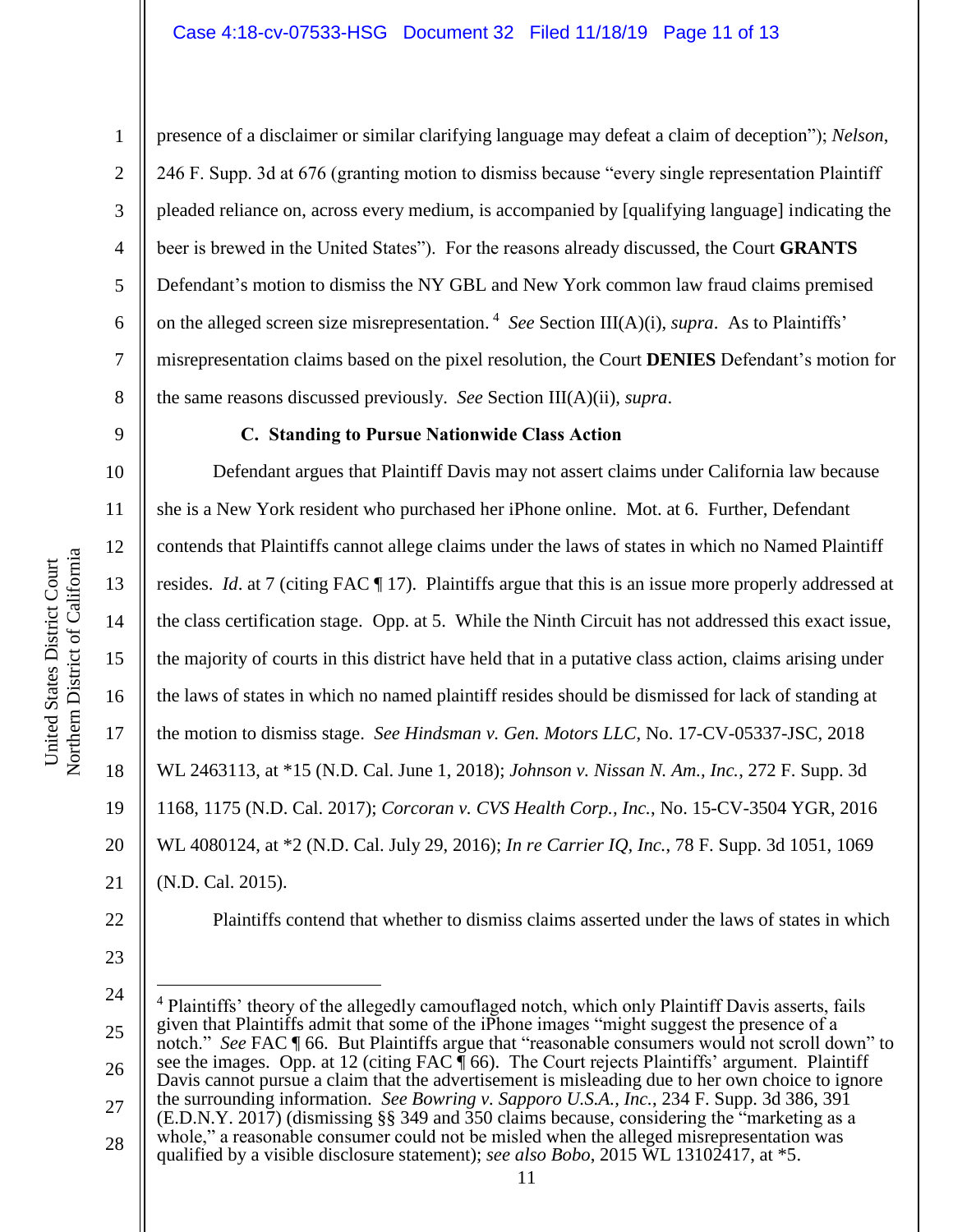presence of a disclaimer or similar clarifying language may defeat a claim of deception"); *Nelson*, 246 F. Supp. 3d at 676 (granting motion to dismiss because "every single representation Plaintiff pleaded reliance on, across every medium, is accompanied by [qualifying language] indicating the beer is brewed in the United States"). For the reasons already discussed, the Court **GRANTS** Defendant's motion to dismiss the NY GBL and New York common law fraud claims premised on the alleged screen size misrepresentation.[4] *See* Section III(A)(i), *supra*. As to Plaintiffs' misrepresentation claims based on the pixel resolution, the Court **DENIES** Defendant's motion for the same reasons discussed previously. *See* Section III(A)(ii), *supra*.

### C. Standing to Pursue Nationwide Class Action

Defendant argues that Plaintiff Davis may not assert claims under California law because she is a New York resident who purchased her iPhone online. Mot. at 6. Further, Defendant contends that Plaintiffs cannot allege claims under the laws of states in which no Named Plaintiff resides. *Id*. at 7 (citing FAC ¶ 17). Plaintiffs argue that this is an issue more properly addressed at the class certification stage. Opp. at 5. While the Ninth Circuit has not addressed this exact issue, the majority of courts in this district have held that in a putative class action, claims arising under the laws of states in which no named plaintiff resides should be dismissed for lack of standing at the motion to dismiss stage. *See Hindsman v. Gen. Motors LLC*, No. 17-CV-05337-JSC, 2018 WL 2463113, at *15 (N.D. Cal. June 1, 2018); *Johnson v. Nissan N. Am., Inc.*, 272 F. Supp. 3d 1168, 1175 (N.D. Cal. 2017); *Corcoran v. CVS Health Corp., Inc.*, No. 15-CV-3504 YGR, 2016 WL 4080124, at *2 (N.D. Cal. July 29, 2016); *In re Carrier IQ, Inc.*, 78 F. Supp. 3d 1051, 1069 (N.D. Cal. 2015).

Plaintiffs contend that whether to dismiss claims asserted under the laws of states in which

---

[4] Plaintiffs' theory of the allegedly camouflaged notch, which only Plaintiff Davis asserts, fails given that Plaintiffs admit that some of the iPhone images "might suggest the presence of a notch." *See* FAC ¶ 66. But Plaintiffs argue that "reasonable consumers would not scroll down" to see the images. Opp. at 12 (citing FAC ¶ 66). The Court rejects Plaintiffs' argument. Plaintiff Davis cannot pursue a claim that the advertisement is misleading due to her own choice to ignore the surrounding information. *See Bowring v. Sapporo U.S.A., Inc.*, 234 F. Supp. 3d 386, 391 (E.D.N.Y. 2017) (dismissing §§ 349 and 350 claims because, considering the "marketing as a whole," a reasonable consumer could not be misled when the alleged misrepresentation was qualified by a visible disclosure statement); *see also Bobo*, 2015 WL 13102417, at *5.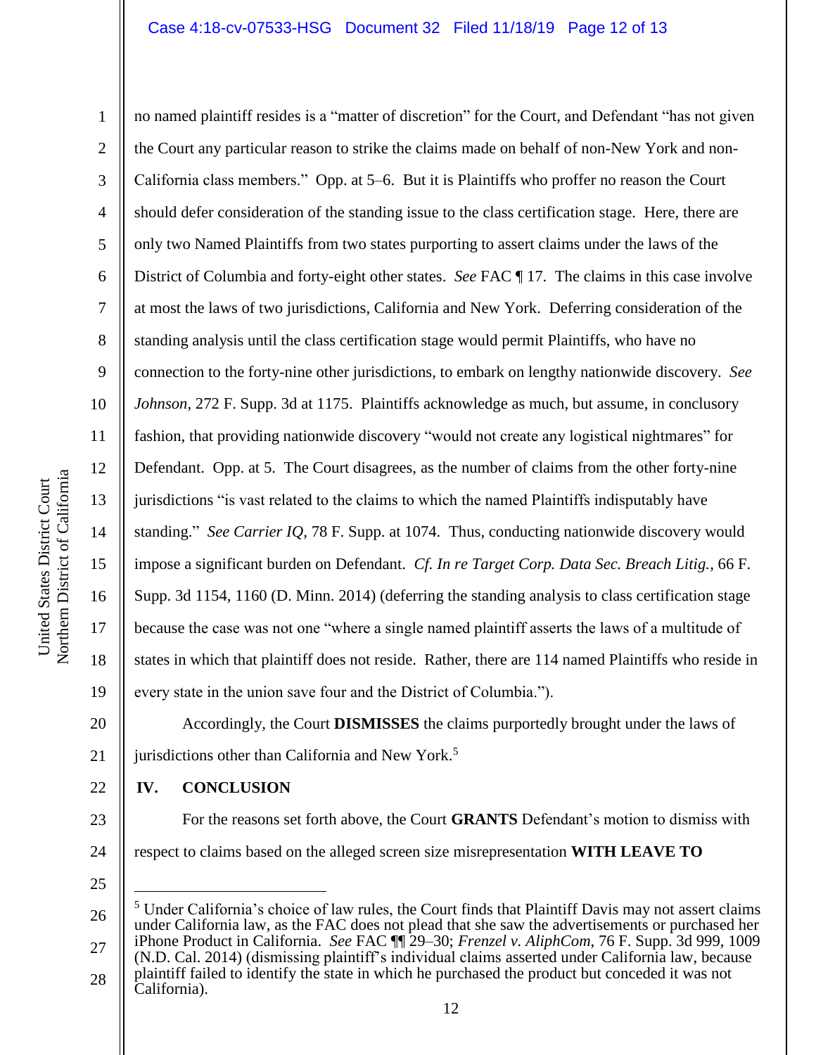no named plaintiff resides is a "matter of discretion" for the Court, and Defendant "has not given the Court any particular reason to strike the claims made on behalf of non-New York and non-California class members." Opp. at 5–6. But it is Plaintiffs who proffer no reason the Court should defer consideration of the standing issue to the class certification stage. Here, there are only two Named Plaintiffs from two states purporting to assert claims under the laws of the District of Columbia and forty-eight other states. *See* FAC ¶ 17. The claims in this case involve at most the laws of two jurisdictions, California and New York. Deferring consideration of the standing analysis until the class certification stage would permit Plaintiffs, who have no connection to the forty-nine other jurisdictions, to embark on lengthy nationwide discovery. *See Johnson*, 272 F. Supp. 3d at 1175. Plaintiffs acknowledge as much, but assume, in conclusory fashion, that providing nationwide discovery "would not create any logistical nightmares" for Defendant. Opp. at 5. The Court disagrees, as the number of claims from the other forty-nine jurisdictions "is vast related to the claims to which the named Plaintiffs indisputably have standing." *See Carrier IQ*, 78 F. Supp. at 1074. Thus, conducting nationwide discovery would impose a significant burden on Defendant. *Cf. In re Target Corp. Data Sec. Breach Litig.*, 66 F. Supp. 3d 1154, 1160 (D. Minn. 2014) (deferring the standing analysis to class certification stage because the case was not one "where a single named plaintiff asserts the laws of a multitude of states in which that plaintiff does not reside. Rather, there are 114 named Plaintiffs who reside in every state in the union save four and the District of Columbia.").

Accordingly, the Court **DISMISSES** the claims purportedly brought under the laws of jurisdictions other than California and New York.[5]

## IV. CONCLUSION

For the reasons set forth above, the Court **GRANTS** Defendant's motion to dismiss with respect to claims based on the alleged screen size misrepresentation **WITH LEAVE TO**

---

[5] Under California's choice of law rules, the Court finds that Plaintiff Davis may not assert claims under California law, as the FAC does not plead that she saw the advertisements or purchased her iPhone Product in California. *See* FAC ¶¶ 29–30; *Frenzel v. AliphCom*, 76 F. Supp. 3d 999, 1009 (N.D. Cal. 2014) (dismissing plaintiff's individual claims asserted under California law, because plaintiff failed to identify the state in which he purchased the product but conceded it was not California).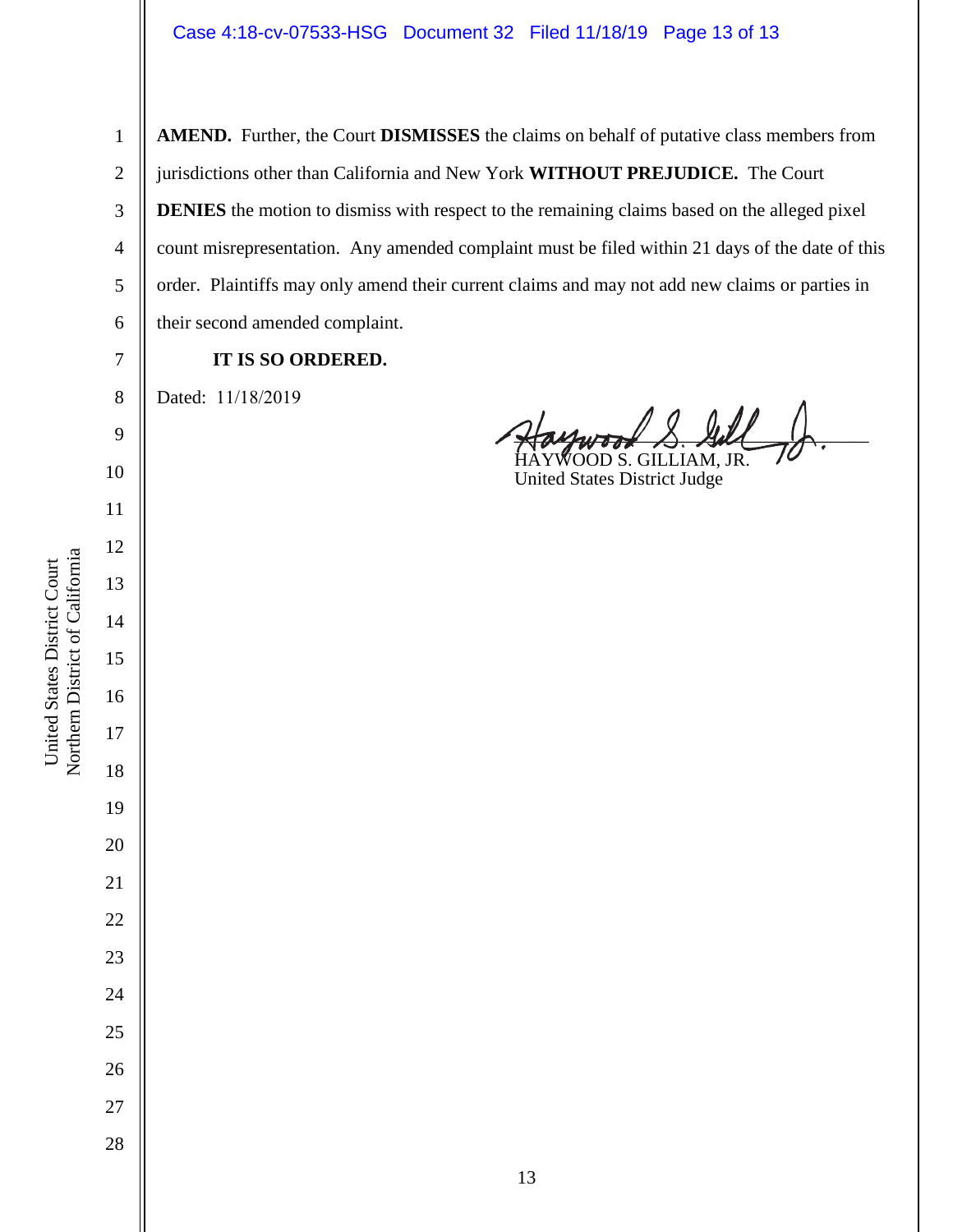**AMEND.** Further, the Court **DISMISSES** the claims on behalf of putative class members from jurisdictions other than California and New York **WITHOUT PREJUDICE.** The Court **DENIES** the motion to dismiss with respect to the remaining claims based on the alleged pixel count misrepresentation. Any amended complaint must be filed within 21 days of the date of this order. Plaintiffs may only amend their current claims and may not add new claims or parties in their second amended complaint.

**IT IS SO ORDERED.**

Dated: 11/18/2019

HAYWOOD S. GILLIAM, JR.
United States District Judge